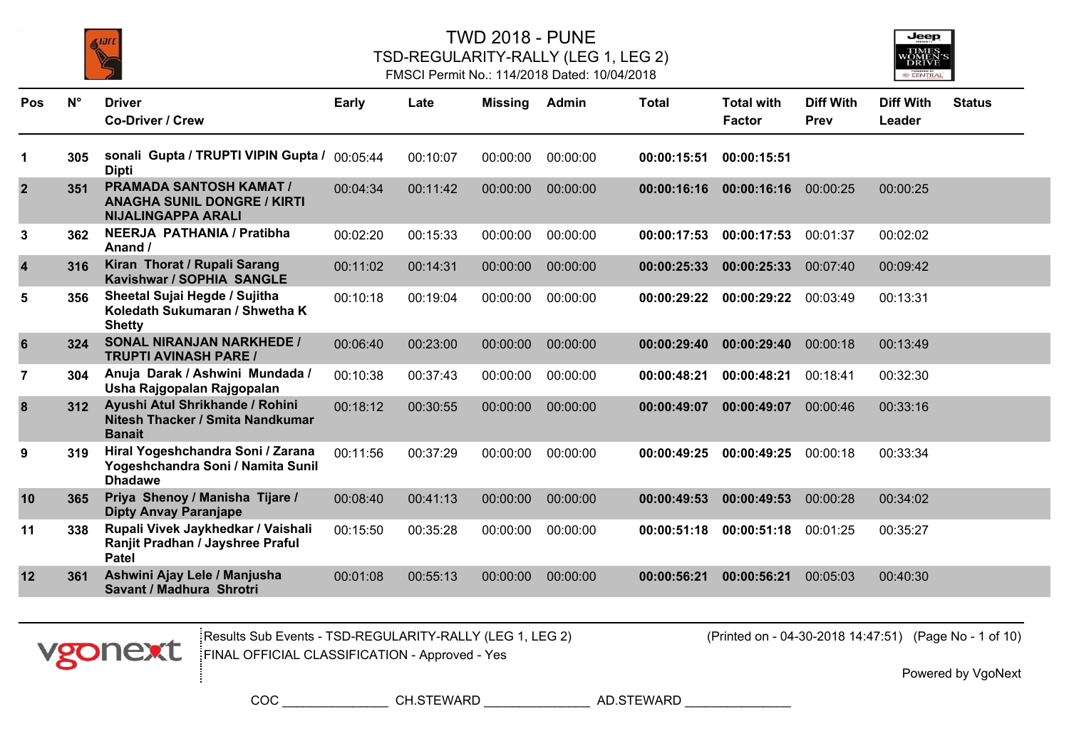# TWD 2018 - PUNE

## TSD-REGULARITY-RALLY (LEG 1, LEG 2)

FMSCI Permit No.: 114/2018 Dated: 10/04/2018

| Pos | N° | Driver Co-Driver / Crew | Early | Late | Missing | Admin | Total | Total with Factor | Diff With Prev | Diff With Leader | Status |
|---|---|---|---|---|---|---|---|---|---|---|---|
| 1 | 305 | sonali Gupta / TRUPTI VIPIN Gupta / Dipti | 00:05:44 | 00:10:07 | 00:00:00 | 00:00:00 | **00:00:15:51** | **00:00:15:51** | | | |
| 2 | 351 | PRAMADA SANTOSH KAMAT / ANAGHA SUNIL DONGRE / KIRTI NIJALINGAPPA ARALI | 00:04:34 | 00:11:42 | 00:00:00 | 00:00:00 | **00:00:16:16** | **00:00:16:16** | 00:00:25 | 00:00:25 | |
| 3 | 362 | NEERJA PATHANIA / Pratibha Anand / | 00:02:20 | 00:15:33 | 00:00:00 | 00:00:00 | **00:00:17:53** | **00:00:17:53** | 00:01:37 | 00:02:02 | |
| 4 | 316 | Kiran Thorat / Rupali Sarang Kavishwar / SOPHIA SANGLE | 00:11:02 | 00:14:31 | 00:00:00 | 00:00:00 | **00:00:25:33** | **00:00:25:33** | 00:07:40 | 00:09:42 | |
| 5 | 356 | Sheetal Sujai Hegde / Sujitha Koledath Sukumaran / Shwetha K Shetty | 00:10:18 | 00:19:04 | 00:00:00 | 00:00:00 | **00:00:29:22** | **00:00:29:22** | 00:03:49 | 00:13:31 | |
| 6 | 324 | SONAL NIRANJAN NARKHEDE / TRUPTI AVINASH PARE / | 00:06:40 | 00:23:00 | 00:00:00 | 00:00:00 | **00:00:29:40** | **00:00:29:40** | 00:00:18 | 00:13:49 | |
| 7 | 304 | Anuja Darak / Ashwini Mundada / Usha Rajgopalan Rajgopalan | 00:10:38 | 00:37:43 | 00:00:00 | 00:00:00 | **00:00:48:21** | **00:00:48:21** | 00:18:41 | 00:32:30 | |
| 8 | 312 | Ayushi Atul Shrikhande / Rohini Nitesh Thacker / Smita Nandkumar Banait | 00:18:12 | 00:30:55 | 00:00:00 | 00:00:00 | **00:00:49:07** | **00:00:49:07** | 00:00:46 | 00:33:16 | |
| 9 | 319 | Hiral Yogeshchandra Soni / Zarana Yogeshchandra Soni / Namita Sunil Dhadawe | 00:11:56 | 00:37:29 | 00:00:00 | 00:00:00 | **00:00:49:25** | **00:00:49:25** | 00:00:18 | 00:33:34 | |
| 10 | 365 | Priya Shenoy / Manisha Tijare / Dipty Anvay Paranjape | 00:08:40 | 00:41:13 | 00:00:00 | 00:00:00 | **00:00:49:53** | **00:00:49:53** | 00:00:28 | 00:34:02 | |
| 11 | 338 | Rupali Vivek Jaykhedkar / Vaishali Ranjit Pradhan / Jayshree Praful Patel | 00:15:50 | 00:35:28 | 00:00:00 | 00:00:00 | **00:00:51:18** | **00:00:51:18** | 00:01:25 | 00:35:27 | |
| 12 | 361 | Ashwini Ajay Lele / Manjusha Savant / Madhura Shrotri | 00:01:08 | 00:55:13 | 00:00:00 | 00:00:00 | **00:00:56:21** | **00:00:56:21** | 00:05:03 | 00:40:30 | |

Results Sub Events - TSD-REGULARITY-RALLY (LEG 1, LEG 2)
FINAL OFFICIAL CLASSIFICATION - Approved - Yes

(Printed on - 04-30-2018 14:47:51)

Powered by VgoNext

COC ______________ CH.STEWARD ______________ AD.STEWARD ______________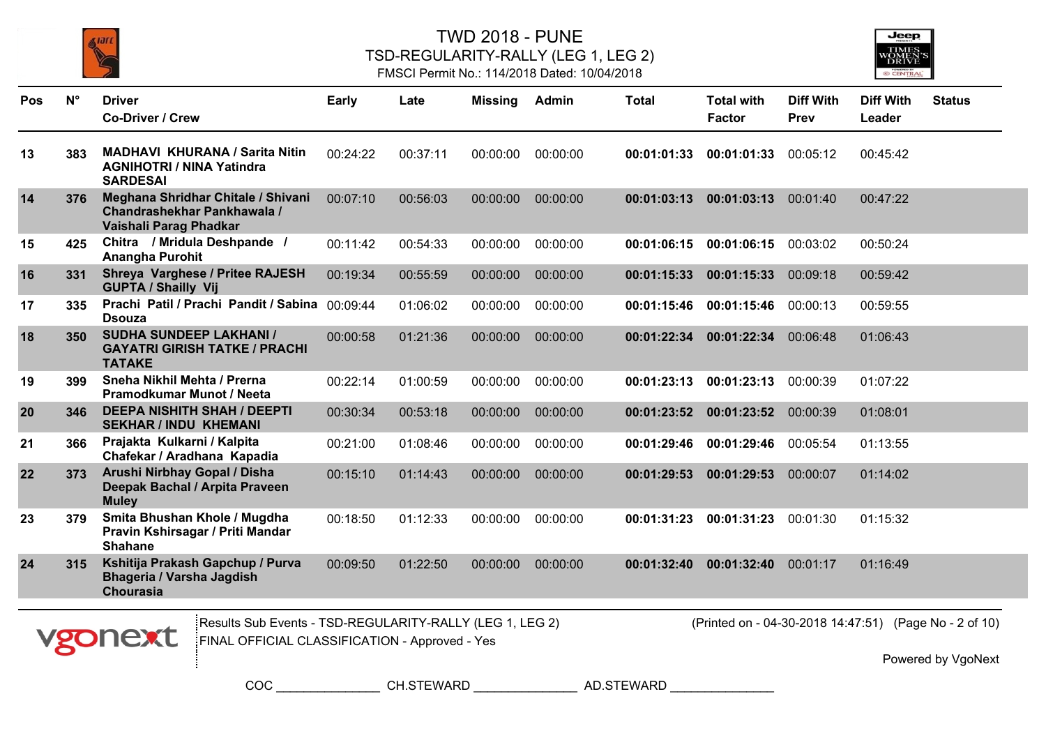# TWD 2018 - PUNE

## TSD-REGULARITY-RALLY (LEG 1, LEG 2)

FMSCI Permit No.: 114/2018 Dated: 10/04/2018

| Pos | N° | Driver<br>Co-Driver / Crew | Early | Late | Missing | Admin | Total | Total with Factor | Diff With Prev | Diff With Leader | Status |
|---|---|---|---|---|---|---|---|---|---|---|---|
| 13 | 383 | **MADHAVI KHURANA / Sarita Nitin AGNIHOTRI / NINA Yatindra SARDESAI** | 00:24:22 | 00:37:11 | 00:00:00 | 00:00:00 | **00:01:01:33** | **00:01:01:33** | 00:05:12 | 00:45:42 | |
| 14 | 376 | **Meghana Shridhar Chitale / Shivani Chandrashekhar Pankhawala / Vaishali Parag Phadkar** | 00:07:10 | 00:56:03 | 00:00:00 | 00:00:00 | **00:01:03:13** | **00:01:03:13** | 00:01:40 | 00:47:22 | |
| 15 | 425 | **Chitra / Mridula Deshpande / Anangha Purohit** | 00:11:42 | 00:54:33 | 00:00:00 | 00:00:00 | **00:01:06:15** | **00:01:06:15** | 00:03:02 | 00:50:24 | |
| 16 | 331 | **Shreya Varghese / Pritee RAJESH GUPTA / Shailly Vij** | 00:19:34 | 00:55:59 | 00:00:00 | 00:00:00 | **00:01:15:33** | **00:01:15:33** | 00:09:18 | 00:59:42 | |
| 17 | 335 | **Prachi Patil / Prachi Pandit / Sabina Dsouza** | 00:09:44 | 01:06:02 | 00:00:00 | 00:00:00 | **00:01:15:46** | **00:01:15:46** | 00:00:13 | 00:59:55 | |
| 18 | 350 | **SUDHA SUNDEEP LAKHANI / GAYATRI GIRISH TATKE / PRACHI TATAKE** | 00:00:58 | 01:21:36 | 00:00:00 | 00:00:00 | **00:01:22:34** | **00:01:22:34** | 00:06:48 | 01:06:43 | |
| 19 | 399 | **Sneha Nikhil Mehta / Prerna Pramodkumar Munot / Neeta** | 00:22:14 | 01:00:59 | 00:00:00 | 00:00:00 | **00:01:23:13** | **00:01:23:13** | 00:00:39 | 01:07:22 | |
| 20 | 346 | **DEEPA NISHITH SHAH / DEEPTI SEKHAR / INDU KHEMANI** | 00:30:34 | 00:53:18 | 00:00:00 | 00:00:00 | **00:01:23:52** | **00:01:23:52** | 00:00:39 | 01:08:01 | |
| 21 | 366 | **Prajakta Kulkarni / Kalpita Chafekar / Aradhana Kapadia** | 00:21:00 | 01:08:46 | 00:00:00 | 00:00:00 | **00:01:29:46** | **00:01:29:46** | 00:05:54 | 01:13:55 | |
| 22 | 373 | **Arushi Nirbhay Gopal / Disha Deepak Bachal / Arpita Praveen Muley** | 00:15:10 | 01:14:43 | 00:00:00 | 00:00:00 | **00:01:29:53** | **00:01:29:53** | 00:00:07 | 01:14:02 | |
| 23 | 379 | **Smita Bhushan Khole / Mugdha Pravin Kshirsagar / Priti Mandar Shahane** | 00:18:50 | 01:12:33 | 00:00:00 | 00:00:00 | **00:01:31:23** | **00:01:31:23** | 00:01:30 | 01:15:32 | |
| 24 | 315 | **Kshitija Prakash Gapchup / Purva Bhageria / Varsha Jagdish Chourasia** | 00:09:50 | 01:22:50 | 00:00:00 | 00:00:00 | **00:01:32:40** | **00:01:32:40** | 00:01:17 | 01:16:49 | |

Results Sub Events - TSD-REGULARITY-RALLY (LEG 1, LEG 2)
FINAL OFFICIAL CLASSIFICATION - Approved - Yes

(Printed on - 04-30-2018 14:47:51)

Powered by VgoNext

COC _______________ CH.STEWARD _______________ AD.STEWARD _______________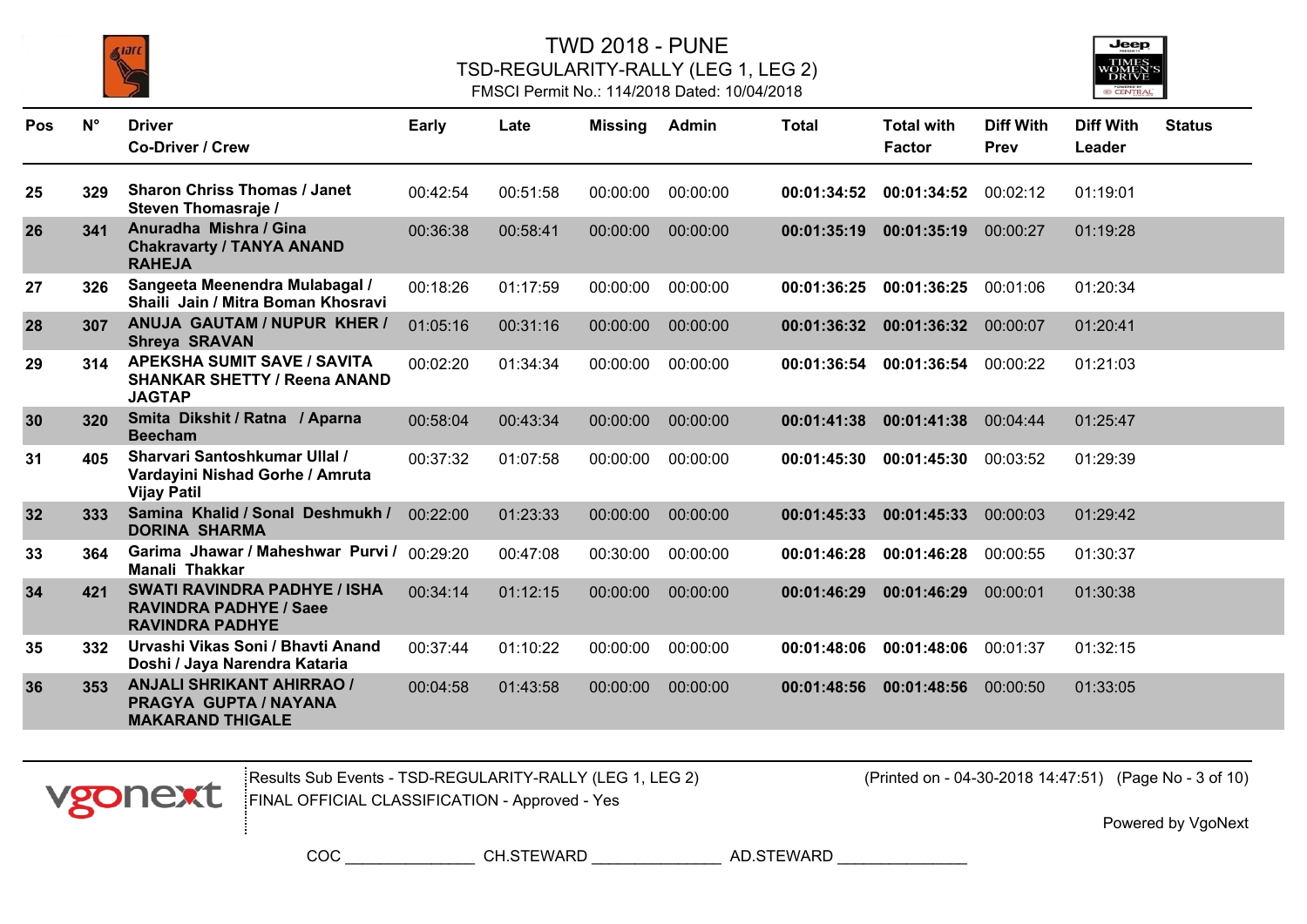# TWD 2018 - PUNE

## TSD-REGULARITY-RALLY (LEG 1, LEG 2)

FMSCI Permit No.: 114/2018 Dated: 10/04/2018

| Pos | N° | Driver<br>Co-Driver / Crew | Early | Late | Missing | Admin | Total | Total with Factor | Diff With Prev | Diff With Leader | Status |
|---|---|---|---|---|---|---|---|---|---|---|---|
| 25 | 329 | **Sharon Chriss Thomas / Janet Steven Thomasraje /** | 00:42:54 | 00:51:58 | 00:00:00 | 00:00:00 | **00:01:34:52** | **00:01:34:52** | 00:02:12 | 01:19:01 | |
| 26 | 341 | **Anuradha Mishra / Gina Chakravarty / TANYA ANAND RAHEJA** | 00:36:38 | 00:58:41 | 00:00:00 | 00:00:00 | **00:01:35:19** | **00:01:35:19** | 00:00:27 | 01:19:28 | |
| 27 | 326 | **Sangeeta Meenendra Mulabagal / Shaili Jain / Mitra Boman Khosravi** | 00:18:26 | 01:17:59 | 00:00:00 | 00:00:00 | **00:01:36:25** | **00:01:36:25** | 00:01:06 | 01:20:34 | |
| 28 | 307 | **ANUJA GAUTAM / NUPUR KHER / Shreya SRAVAN** | 01:05:16 | 00:31:16 | 00:00:00 | 00:00:00 | **00:01:36:32** | **00:01:36:32** | 00:00:07 | 01:20:41 | |
| 29 | 314 | **APEKSHA SUMIT SAVE / SAVITA SHANKAR SHETTY / Reena ANAND JAGTAP** | 00:02:20 | 01:34:34 | 00:00:00 | 00:00:00 | **00:01:36:54** | **00:01:36:54** | 00:00:22 | 01:21:03 | |
| 30 | 320 | **Smita Dikshit / Ratna / Aparna Beecham** | 00:58:04 | 00:43:34 | 00:00:00 | 00:00:00 | **00:01:41:38** | **00:01:41:38** | 00:04:44 | 01:25:47 | |
| 31 | 405 | **Sharvari Santoshkumar Ullal / Vardayini Nishad Gorhe / Amruta Vijay Patil** | 00:37:32 | 01:07:58 | 00:00:00 | 00:00:00 | **00:01:45:30** | **00:01:45:30** | 00:03:52 | 01:29:39 | |
| 32 | 333 | **Samina Khalid / Sonal Deshmukh / DORINA SHARMA** | 00:22:00 | 01:23:33 | 00:00:00 | 00:00:00 | **00:01:45:33** | **00:01:45:33** | 00:00:03 | 01:29:42 | |
| 33 | 364 | **Garima Jhawar / Maheshwar Purvi / Manali Thakkar** | 00:29:20 | 00:47:08 | 00:30:00 | 00:00:00 | **00:01:46:28** | **00:01:46:28** | 00:00:55 | 01:30:37 | |
| 34 | 421 | **SWATI RAVINDRA PADHYE / ISHA RAVINDRA PADHYE / Saee RAVINDRA PADHYE** | 00:34:14 | 01:12:15 | 00:00:00 | 00:00:00 | **00:01:46:29** | **00:01:46:29** | 00:00:01 | 01:30:38 | |
| 35 | 332 | **Urvashi Vikas Soni / Bhavti Anand Doshi / Jaya Narendra Kataria** | 00:37:44 | 01:10:22 | 00:00:00 | 00:00:00 | **00:01:48:06** | **00:01:48:06** | 00:01:37 | 01:32:15 | |
| 36 | 353 | **ANJALI SHRIKANT AHIRRAO / PRAGYA GUPTA / NAYANA MAKARAND THIGALE** | 00:04:58 | 01:43:58 | 00:00:00 | 00:00:00 | **00:01:48:56** | **00:01:48:56** | 00:00:50 | 01:33:05 | |

Results Sub Events - TSD-REGULARITY-RALLY (LEG 1, LEG 2)
FINAL OFFICIAL CLASSIFICATION - Approved - Yes

(Printed on - 04-30-2018 14:47:51)

COC ______________ CH.STEWARD ______________ AD.STEWARD ______________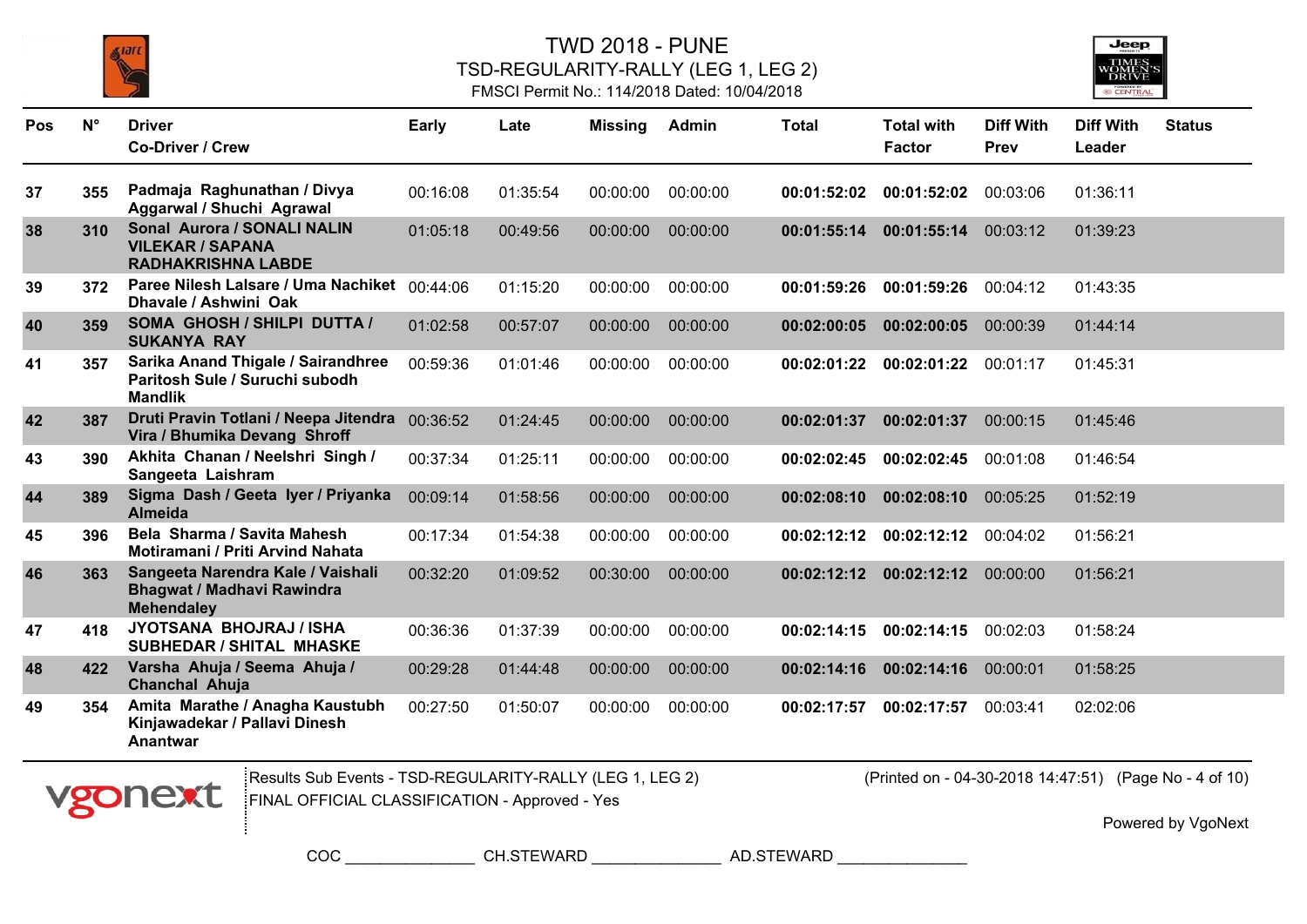# TWD 2018 - PUNE

## TSD-REGULARITY-RALLY (LEG 1, LEG 2)

FMSCI Permit No.: 114/2018 Dated: 10/04/2018

| Pos | N° | Driver<br>Co-Driver / Crew | Early | Late | Missing | Admin | Total | Total with Factor | Diff With Prev | Diff With Leader | Status |
|---|---|---|---|---|---|---|---|---|---|---|---|
| 37 | 355 | Padmaja Raghunathan / Divya Aggarwal / Shuchi Agrawal | 00:16:08 | 01:35:54 | 00:00:00 | 00:00:00 | **00:01:52:02** | **00:01:52:02** | 00:03:06 | 01:36:11 | |
| 38 | 310 | Sonal Aurora / SONALI NALIN VILEKAR / SAPANA RADHAKRISHNA LABDE | 01:05:18 | 00:49:56 | 00:00:00 | 00:00:00 | **00:01:55:14** | **00:01:55:14** | 00:03:12 | 01:39:23 | |
| 39 | 372 | Paree Nilesh Lalsare / Uma Nachiket Dhavale / Ashwini Oak | 00:44:06 | 01:15:20 | 00:00:00 | 00:00:00 | **00:01:59:26** | **00:01:59:26** | 00:04:12 | 01:43:35 | |
| 40 | 359 | SOMA GHOSH / SHILPI DUTTA / SUKANYA RAY | 01:02:58 | 00:57:07 | 00:00:00 | 00:00:00 | **00:02:00:05** | **00:02:00:05** | 00:00:39 | 01:44:14 | |
| 41 | 357 | Sarika Anand Thigale / Sairandhree Paritosh Sule / Suruchi subodh Mandlik | 00:59:36 | 01:01:46 | 00:00:00 | 00:00:00 | **00:02:01:22** | **00:02:01:22** | 00:01:17 | 01:45:31 | |
| 42 | 387 | Druti Pravin Totlani / Neepa Jitendra Vira / Bhumika Devang Shroff | 00:36:52 | 01:24:45 | 00:00:00 | 00:00:00 | **00:02:01:37** | **00:02:01:37** | 00:00:15 | 01:45:46 | |
| 43 | 390 | Akhita Chanan / Neelshri Singh / Sangeeta Laishram | 00:37:34 | 01:25:11 | 00:00:00 | 00:00:00 | **00:02:02:45** | **00:02:02:45** | 00:01:08 | 01:46:54 | |
| 44 | 389 | Sigma Dash / Geeta Iyer / Priyanka Almeida | 00:09:14 | 01:58:56 | 00:00:00 | 00:00:00 | **00:02:08:10** | **00:02:08:10** | 00:05:25 | 01:52:19 | |
| 45 | 396 | Bela Sharma / Savita Mahesh Motiramani / Priti Arvind Nahata | 00:17:34 | 01:54:38 | 00:00:00 | 00:00:00 | **00:02:12:12** | **00:02:12:12** | 00:04:02 | 01:56:21 | |
| 46 | 363 | Sangeeta Narendra Kale / Vaishali Bhagwat / Madhavi Rawindra Mehendaley | 00:32:20 | 01:09:52 | 00:30:00 | 00:00:00 | **00:02:12:12** | **00:02:12:12** | 00:00:00 | 01:56:21 | |
| 47 | 418 | JYOTSANA BHOJRAJ / ISHA SUBHEDAR / SHITAL MHASKE | 00:36:36 | 01:37:39 | 00:00:00 | 00:00:00 | **00:02:14:15** | **00:02:14:15** | 00:02:03 | 01:58:24 | |
| 48 | 422 | Varsha Ahuja / Seema Ahuja / Chanchal Ahuja | 00:29:28 | 01:44:48 | 00:00:00 | 00:00:00 | **00:02:14:16** | **00:02:14:16** | 00:00:01 | 01:58:25 | |
| 49 | 354 | Amita Marathe / Anagha Kaustubh Kinjawadekar / Pallavi Dinesh Anantwar | 00:27:50 | 01:50:07 | 00:00:00 | 00:00:00 | **00:02:17:57** | **00:02:17:57** | 00:03:41 | 02:02:06 | |

Results Sub Events - TSD-REGULARITY-RALLY (LEG 1, LEG 2)
FINAL OFFICIAL CLASSIFICATION - Approved - Yes

(Printed on - 04-30-2018 14:47:51)

Powered by VgoNext

COC ______________ CH.STEWARD ______________ AD.STEWARD ______________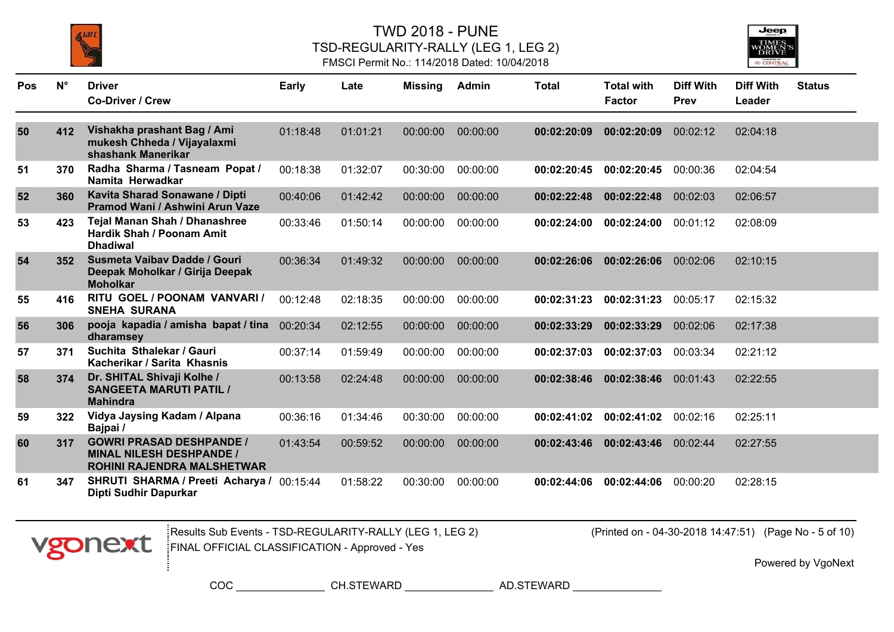# TWD 2018 - PUNE

## TSD-REGULARITY-RALLY (LEG 1, LEG 2)

FMSCI Permit No.: 114/2018 Dated: 10/04/2018

| Pos | N° | Driver<br>Co-Driver / Crew | Early | Late | Missing | Admin | Total | Total with Factor | Diff With Prev | Diff With Leader | Status |
|---|---|---|---|---|---|---|---|---|---|---|---|
| 50 | 412 | Vishakha prashant Bag / Ami mukesh Chheda / Vijayalaxmi shashank Manerikar | 01:18:48 | 01:01:21 | 00:00:00 | 00:00:00 | **00:02:20:09** | **00:02:20:09** | 00:02:12 | 02:04:18 | |
| 51 | 370 | Radha Sharma / Tasneam Popat / Namita Herwadkar | 00:18:38 | 01:32:07 | 00:30:00 | 00:00:00 | **00:02:20:45** | **00:02:20:45** | 00:00:36 | 02:04:54 | |
| 52 | 360 | Kavita Sharad Sonawane / Dipti Pramod Wani / Ashwini Arun Vaze | 00:40:06 | 01:42:42 | 00:00:00 | 00:00:00 | **00:02:22:48** | **00:02:22:48** | 00:02:03 | 02:06:57 | |
| 53 | 423 | Tejal Manan Shah / Dhanashree Hardik Shah / Poonam Amit Dhadiwal | 00:33:46 | 01:50:14 | 00:00:00 | 00:00:00 | **00:02:24:00** | **00:02:24:00** | 00:01:12 | 02:08:09 | |
| 54 | 352 | Susmeta Vaibav Dadde / Gouri Deepak Moholkar / Girija Deepak Moholkar | 00:36:34 | 01:49:32 | 00:00:00 | 00:00:00 | **00:02:26:06** | **00:02:26:06** | 00:02:06 | 02:10:15 | |
| 55 | 416 | RITU GOEL / POONAM VANVARI / SNEHA SURANA | 00:12:48 | 02:18:35 | 00:00:00 | 00:00:00 | **00:02:31:23** | **00:02:31:23** | 00:05:17 | 02:15:32 | |
| 56 | 306 | pooja kapadia / amisha bapat / tina dharamsey | 00:20:34 | 02:12:55 | 00:00:00 | 00:00:00 | **00:02:33:29** | **00:02:33:29** | 00:02:06 | 02:17:38 | |
| 57 | 371 | Suchita Sthalekar / Gauri Kacherikar / Sarita Khasnis | 00:37:14 | 01:59:49 | 00:00:00 | 00:00:00 | **00:02:37:03** | **00:02:37:03** | 00:03:34 | 02:21:12 | |
| 58 | 374 | Dr. SHITAL Shivaji Kolhe / SANGEETA MARUTI PATIL / Mahindra | 00:13:58 | 02:24:48 | 00:00:00 | 00:00:00 | **00:02:38:46** | **00:02:38:46** | 00:01:43 | 02:22:55 | |
| 59 | 322 | Vidya Jaysing Kadam / Alpana Bajpai / | 00:36:16 | 01:34:46 | 00:30:00 | 00:00:00 | **00:02:41:02** | **00:02:41:02** | 00:02:16 | 02:25:11 | |
| 60 | 317 | GOWRI PRASAD DESHPANDE / MINAL NILESH DESHPANDE / ROHINI RAJENDRA MALSHETWAR | 01:43:54 | 00:59:52 | 00:00:00 | 00:00:00 | **00:02:43:46** | **00:02:43:46** | 00:02:44 | 02:27:55 | |
| 61 | 347 | SHRUTI SHARMA / Preeti Acharya / Dipti Sudhir Dapurkar | 00:15:44 | 01:58:22 | 00:30:00 | 00:00:00 | **00:02:44:06** | **00:02:44:06** | 00:00:20 | 02:28:15 | |

Results Sub Events - TSD-REGULARITY-RALLY (LEG 1, LEG 2)
FINAL OFFICIAL CLASSIFICATION - Approved - Yes

(Printed on - 04-30-2018 14:47:51)

Powered by VgoNext

COC ______________ CH.STEWARD ______________ AD.STEWARD ______________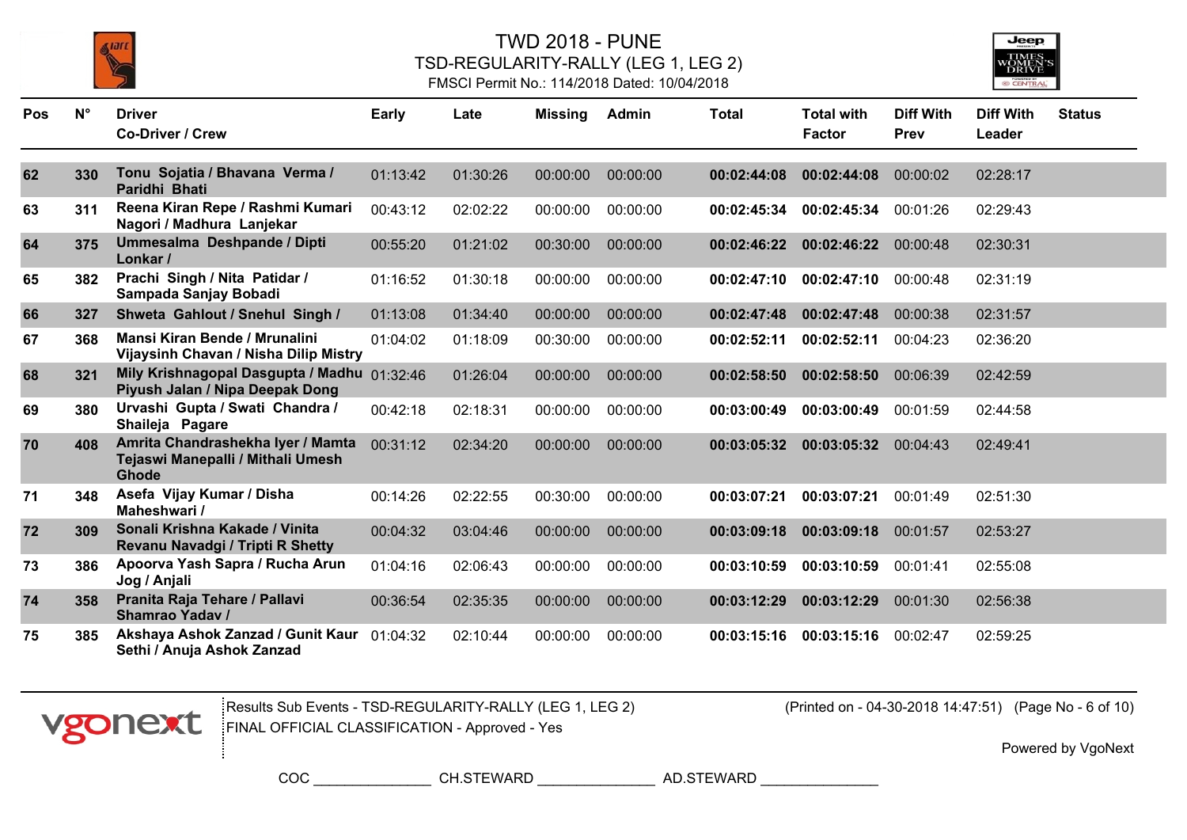# TWD 2018 - PUNE

## TSD-REGULARITY-RALLY (LEG 1, LEG 2)

FMSCI Permit No.: 114/2018 Dated: 10/04/2018

| Pos | N° | Driver Co-Driver / Crew | Early | Late | Missing | Admin | Total | Total with Factor | Diff With Prev | Diff With Leader | Status |
|---|---|---|---|---|---|---|---|---|---|---|---|
| 62 | 330 | Tonu Sojatia / Bhavana Verma / Paridhi Bhati | 01:13:42 | 01:30:26 | 00:00:00 | 00:00:00 | **00:02:44:08** | **00:02:44:08** | 00:00:02 | 02:28:17 | |
| 63 | 311 | Reena Kiran Repe / Rashmi Kumari Nagori / Madhura Lanjekar | 00:43:12 | 02:02:22 | 00:00:00 | 00:00:00 | **00:02:45:34** | **00:02:45:34** | 00:01:26 | 02:29:43 | |
| 64 | 375 | Ummesalma Deshpande / Dipti Lonkar / | 00:55:20 | 01:21:02 | 00:30:00 | 00:00:00 | **00:02:46:22** | **00:02:46:22** | 00:00:48 | 02:30:31 | |
| 65 | 382 | Prachi Singh / Nita Patidar / Sampada Sanjay Bobadi | 01:16:52 | 01:30:18 | 00:00:00 | 00:00:00 | **00:02:47:10** | **00:02:47:10** | 00:00:48 | 02:31:19 | |
| 66 | 327 | Shweta Gahlout / Snehul Singh / | 01:13:08 | 01:34:40 | 00:00:00 | 00:00:00 | **00:02:47:48** | **00:02:47:48** | 00:00:38 | 02:31:57 | |
| 67 | 368 | Mansi Kiran Bende / Mrunalini Vijaysinh Chavan / Nisha Dilip Mistry | 01:04:02 | 01:18:09 | 00:30:00 | 00:00:00 | **00:02:52:11** | **00:02:52:11** | 00:04:23 | 02:36:20 | |
| 68 | 321 | Mily Krishnagopal Dasgupta / Madhu Piyush Jalan / Nipa Deepak Dong | 01:32:46 | 01:26:04 | 00:00:00 | 00:00:00 | **00:02:58:50** | **00:02:58:50** | 00:06:39 | 02:42:59 | |
| 69 | 380 | Urvashi Gupta / Swati Chandra / Shaileja Pagare | 00:42:18 | 02:18:31 | 00:00:00 | 00:00:00 | **00:03:00:49** | **00:03:00:49** | 00:01:59 | 02:44:58 | |
| 70 | 408 | Amrita Chandrashekha Iyer / Mamta Tejaswi Manepalli / Mithali Umesh Ghode | 00:31:12 | 02:34:20 | 00:00:00 | 00:00:00 | **00:03:05:32** | **00:03:05:32** | 00:04:43 | 02:49:41 | |
| 71 | 348 | Asefa Vijay Kumar / Disha Maheshwari / | 00:14:26 | 02:22:55 | 00:30:00 | 00:00:00 | **00:03:07:21** | **00:03:07:21** | 00:01:49 | 02:51:30 | |
| 72 | 309 | Sonali Krishna Kakade / Vinita Revanu Navadgi / Tripti R Shetty | 00:04:32 | 03:04:46 | 00:00:00 | 00:00:00 | **00:03:09:18** | **00:03:09:18** | 00:01:57 | 02:53:27 | |
| 73 | 386 | Apoorva Yash Sapra / Rucha Arun Jog / Anjali | 01:04:16 | 02:06:43 | 00:00:00 | 00:00:00 | **00:03:10:59** | **00:03:10:59** | 00:01:41 | 02:55:08 | |
| 74 | 358 | Pranita Raja Tehare / Pallavi Shamrao Yadav / | 00:36:54 | 02:35:35 | 00:00:00 | 00:00:00 | **00:03:12:29** | **00:03:12:29** | 00:01:30 | 02:56:38 | |
| 75 | 385 | Akshaya Ashok Zanzad / Gunit Kaur Sethi / Anuja Ashok Zanzad | 01:04:32 | 02:10:44 | 00:00:00 | 00:00:00 | **00:03:15:16** | **00:03:15:16** | 00:02:47 | 02:59:25 | |

Results Sub Events - TSD-REGULARITY-RALLY (LEG 1, LEG 2)
FINAL OFFICIAL CLASSIFICATION - Approved - Yes

(Printed on - 04-30-2018 14:47:51)

Powered by VgoNext

COC ______________ CH.STEWARD ______________ AD.STEWARD ______________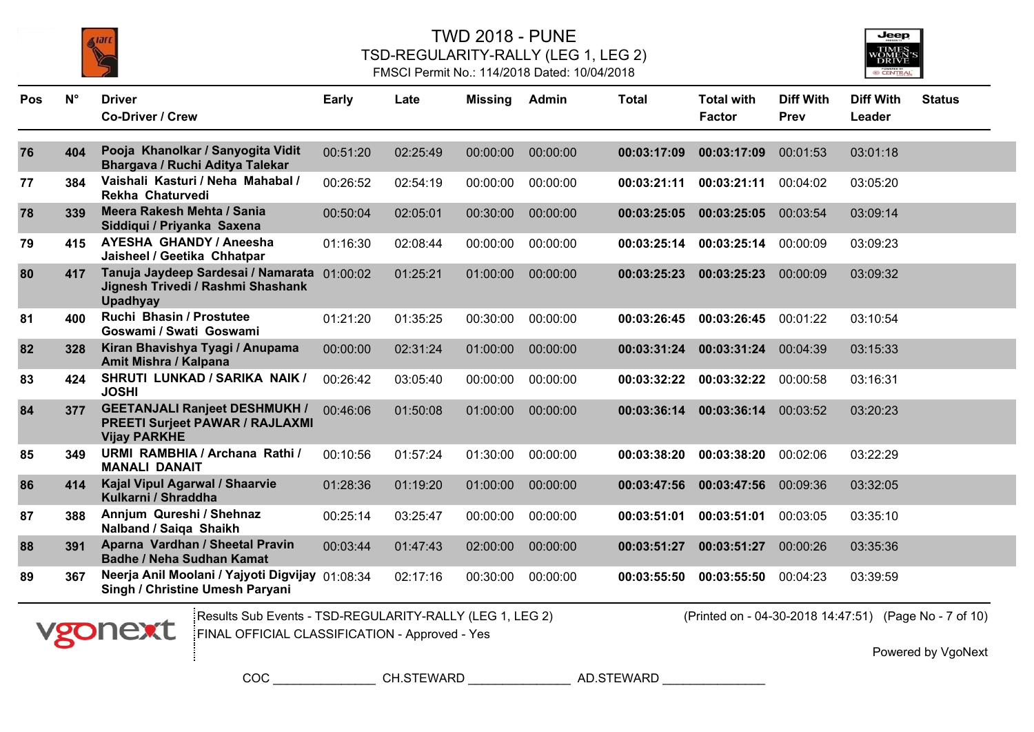# TWD 2018 - PUNE

## TSD-REGULARITY-RALLY (LEG 1, LEG 2)

FMSCI Permit No.: 114/2018 Dated: 10/04/2018

| Pos | N° | Driver Co-Driver / Crew | Early | Late | Missing | Admin | Total | Total with Factor | Diff With Prev | Diff With Leader | Status |
|---|---|---|---|---|---|---|---|---|---|---|---|
| 76 | 404 | Pooja Khanolkar / Sanyogita Vidit Bhargava / Ruchi Aditya Talekar | 00:51:20 | 02:25:49 | 00:00:00 | 00:00:00 | 00:03:17:09 | 00:03:17:09 | 00:01:53 | 03:01:18 | |
| 77 | 384 | Vaishali Kasturi / Neha Mahabal / Rekha Chaturvedi | 00:26:52 | 02:54:19 | 00:00:00 | 00:00:00 | 00:03:21:11 | 00:03:21:11 | 00:04:02 | 03:05:20 | |
| 78 | 339 | Meera Rakesh Mehta / Sania Siddiqui / Priyanka Saxena | 00:50:04 | 02:05:01 | 00:30:00 | 00:00:00 | 00:03:25:05 | 00:03:25:05 | 00:03:54 | 03:09:14 | |
| 79 | 415 | AYESHA GHANDY / Aneesha Jaisheel / Geetika Chhatpar | 01:16:30 | 02:08:44 | 00:00:00 | 00:00:00 | 00:03:25:14 | 00:03:25:14 | 00:00:09 | 03:09:23 | |
| 80 | 417 | Tanuja Jaydeep Sardesai / Namarata Jignesh Trivedi / Rashmi Shashank Upadhyay | 01:00:02 | 01:25:21 | 01:00:00 | 00:00:00 | 00:03:25:23 | 00:03:25:23 | 00:00:09 | 03:09:32 | |
| 81 | 400 | Ruchi Bhasin / Prostutee Goswami / Swati Goswami | 01:21:20 | 01:35:25 | 00:30:00 | 00:00:00 | 00:03:26:45 | 00:03:26:45 | 00:01:22 | 03:10:54 | |
| 82 | 328 | Kiran Bhavishya Tyagi / Anupama Amit Mishra / Kalpana | 00:00:00 | 02:31:24 | 01:00:00 | 00:00:00 | 00:03:31:24 | 00:03:31:24 | 00:04:39 | 03:15:33 | |
| 83 | 424 | SHRUTI LUNKAD / SARIKA NAIK / JOSHI | 00:26:42 | 03:05:40 | 00:00:00 | 00:00:00 | 00:03:32:22 | 00:03:32:22 | 00:00:58 | 03:16:31 | |
| 84 | 377 | GEETANJALI Ranjeet DESHMUKH / PREETI Surjeet PAWAR / RAJLAXMI Vijay PARKHE | 00:46:06 | 01:50:08 | 01:00:00 | 00:00:00 | 00:03:36:14 | 00:03:36:14 | 00:03:52 | 03:20:23 | |
| 85 | 349 | URMI RAMBHIA / Archana Rathi / MANALI DANAIT | 00:10:56 | 01:57:24 | 01:30:00 | 00:00:00 | 00:03:38:20 | 00:03:38:20 | 00:02:06 | 03:22:29 | |
| 86 | 414 | Kajal Vipul Agarwal / Shaarvie Kulkarni / Shraddha | 01:28:36 | 01:19:20 | 01:00:00 | 00:00:00 | 00:03:47:56 | 00:03:47:56 | 00:09:36 | 03:32:05 | |
| 87 | 388 | Annjum Qureshi / Shehnaz Nalband / Saiqa Shaikh | 00:25:14 | 03:25:47 | 00:00:00 | 00:00:00 | 00:03:51:01 | 00:03:51:01 | 00:03:05 | 03:35:10 | |
| 88 | 391 | Aparna Vardhan / Sheetal Pravin Badhe / Neha Sudhan Kamat | 00:03:44 | 01:47:43 | 02:00:00 | 00:00:00 | 00:03:51:27 | 00:03:51:27 | 00:00:26 | 03:35:36 | |
| 89 | 367 | Neerja Anil Moolani / Yajyoti Digvijay Singh / Christine Umesh Paryani | 01:08:34 | 02:17:16 | 00:30:00 | 00:00:00 | 00:03:55:50 | 00:03:55:50 | 00:04:23 | 03:39:59 | |

Results Sub Events - TSD-REGULARITY-RALLY (LEG 1, LEG 2)
FINAL OFFICIAL CLASSIFICATION - Approved - Yes

(Printed on - 04-30-2018 14:47:51)

Powered by VgoNext

COC ______________ CH.STEWARD ______________ AD.STEWARD ______________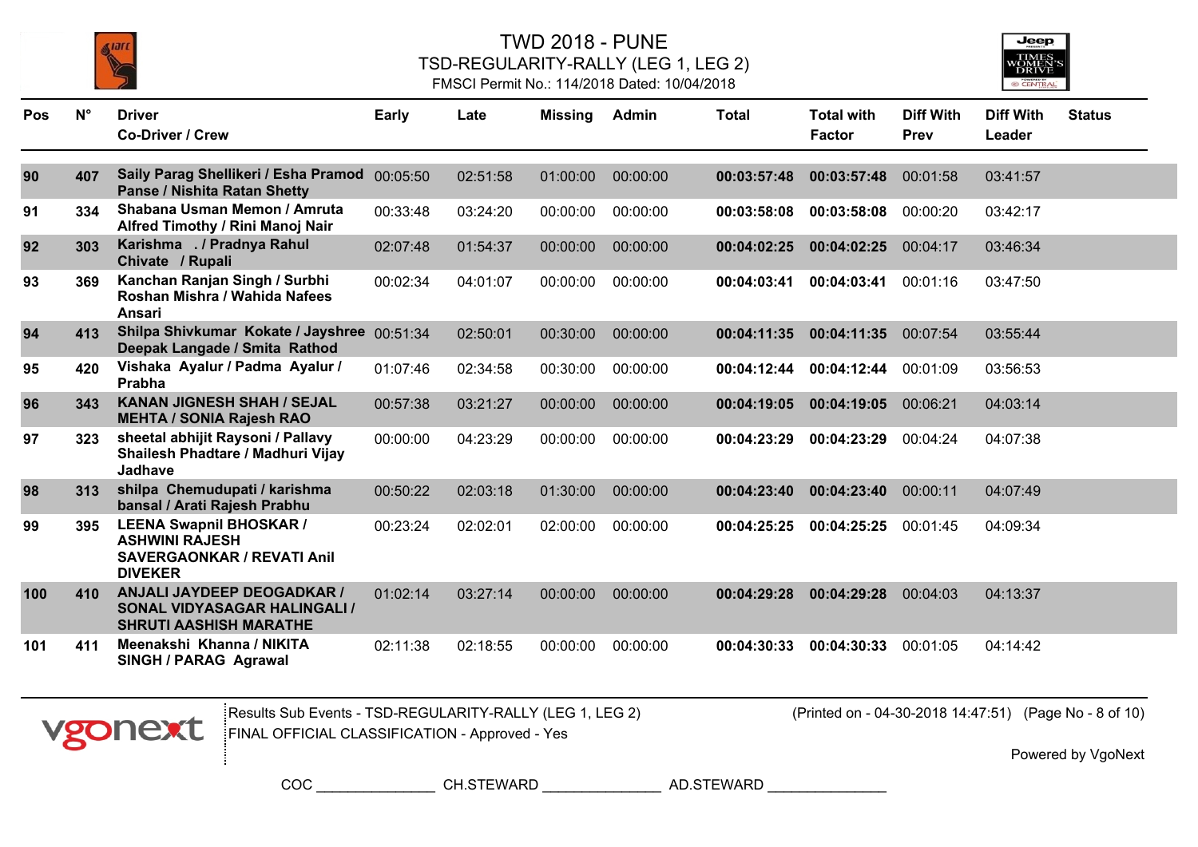# TWD 2018 - PUNE

## TSD-REGULARITY-RALLY (LEG 1, LEG 2)

FMSCI Permit No.: 114/2018 Dated: 10/04/2018

| Pos | N° | Driver<br>Co-Driver / Crew | Early | Late | Missing | Admin | Total | Total with Factor | Diff With Prev | Diff With Leader | Status |
|---|---|---|---|---|---|---|---|---|---|---|---|
| 90 | 407 | Saily Parag Shellikeri / Esha Pramod Panse / Nishita Ratan Shetty | 00:05:50 | 02:51:58 | 01:00:00 | 00:00:00 | 00:03:57:48 | 00:03:57:48 | 00:01:58 | 03:41:57 | |
| 91 | 334 | Shabana Usman Memon / Amruta Alfred Timothy / Rini Manoj Nair | 00:33:48 | 03:24:20 | 00:00:00 | 00:00:00 | 00:03:58:08 | 00:03:58:08 | 00:00:20 | 03:42:17 | |
| 92 | 303 | Karishma . / Pradnya Rahul Chivate / Rupali | 02:07:48 | 01:54:37 | 00:00:00 | 00:00:00 | 00:04:02:25 | 00:04:02:25 | 00:04:17 | 03:46:34 | |
| 93 | 369 | Kanchan Ranjan Singh / Surbhi Roshan Mishra / Wahida Nafees Ansari | 00:02:34 | 04:01:07 | 00:00:00 | 00:00:00 | 00:04:03:41 | 00:04:03:41 | 00:01:16 | 03:47:50 | |
| 94 | 413 | Shilpa Shivkumar Kokate / Jayshree Deepak Langade / Smita Rathod | 00:51:34 | 02:50:01 | 00:30:00 | 00:00:00 | 00:04:11:35 | 00:04:11:35 | 00:07:54 | 03:55:44 | |
| 95 | 420 | Vishaka Ayalur / Padma Ayalur / Prabha | 01:07:46 | 02:34:58 | 00:30:00 | 00:00:00 | 00:04:12:44 | 00:04:12:44 | 00:01:09 | 03:56:53 | |
| 96 | 343 | KANAN JIGNESH SHAH / SEJAL MEHTA / SONIA Rajesh RAO | 00:57:38 | 03:21:27 | 00:00:00 | 00:00:00 | 00:04:19:05 | 00:04:19:05 | 00:06:21 | 04:03:14 | |
| 97 | 323 | sheetal abhijit Raysoni / Pallavy Shailesh Phadtare / Madhuri Vijay Jadhave | 00:00:00 | 04:23:29 | 00:00:00 | 00:00:00 | 00:04:23:29 | 00:04:23:29 | 00:04:24 | 04:07:38 | |
| 98 | 313 | shilpa Chemudupati / karishma bansal / Arati Rajesh Prabhu | 00:50:22 | 02:03:18 | 01:30:00 | 00:00:00 | 00:04:23:40 | 00:04:23:40 | 00:00:11 | 04:07:49 | |
| 99 | 395 | LEENA Swapnil BHOSKAR / ASHWINI RAJESH SAVERGAONKAR / REVATI Anil DIVEKER | 00:23:24 | 02:02:01 | 02:00:00 | 00:00:00 | 00:04:25:25 | 00:04:25:25 | 00:01:45 | 04:09:34 | |
| 100 | 410 | ANJALI JAYDEEP DEOGADKAR / SONAL VIDYASAGAR HALINGALI / SHRUTI AASHISH MARATHE | 01:02:14 | 03:27:14 | 00:00:00 | 00:00:00 | 00:04:29:28 | 00:04:29:28 | 00:04:03 | 04:13:37 | |
| 101 | 411 | Meenakshi Khanna / NIKITA SINGH / PARAG Agrawal | 02:11:38 | 02:18:55 | 00:00:00 | 00:00:00 | 00:04:30:33 | 00:04:30:33 | 00:01:05 | 04:14:42 | |

Results Sub Events - TSD-REGULARITY-RALLY (LEG 1, LEG 2)
FINAL OFFICIAL CLASSIFICATION - Approved - Yes

(Printed on - 04-30-2018 14:47:51)

Powered by VgoNext

COC ______________ CH.STEWARD ______________ AD.STEWARD ______________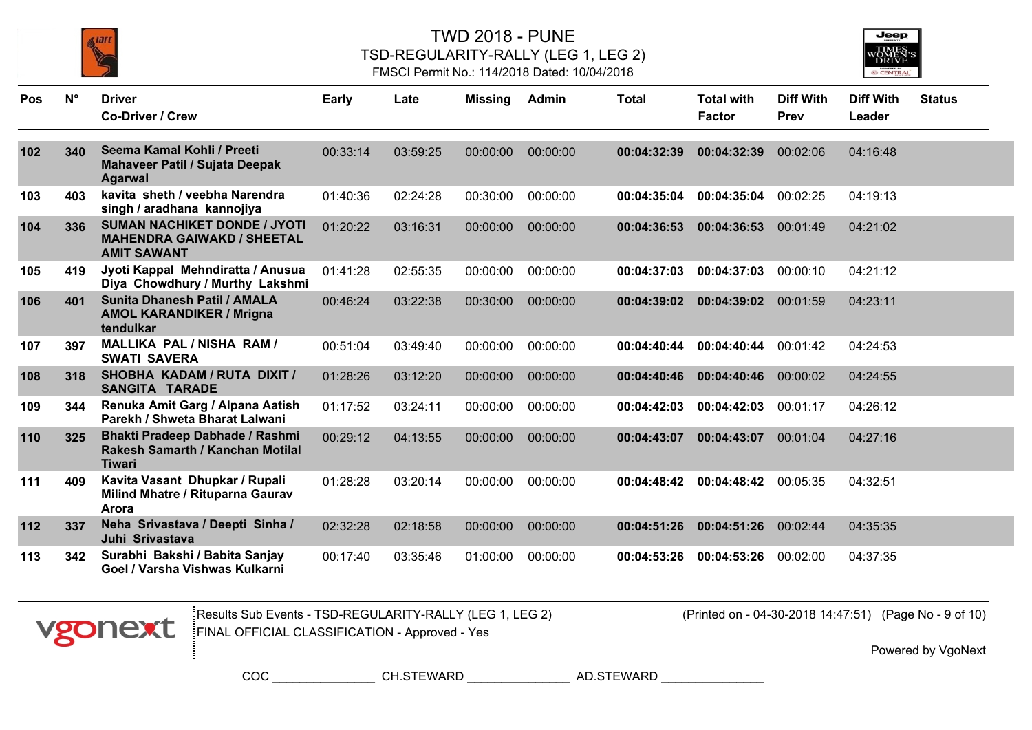# TWD 2018 - PUNE

## TSD-REGULARITY-RALLY (LEG 1, LEG 2)

FMSCI Permit No.: 114/2018 Dated: 10/04/2018

| Pos | N° | Driver<br>Co-Driver / Crew | Early | Late | Missing | Admin | Total | Total with Factor | Diff With Prev | Diff With Leader | Status |
|---|---|---|---|---|---|---|---|---|---|---|---|
| 102 | 340 | Seema Kamal Kohli / Preeti Mahaveer Patil / Sujata Deepak Agarwal | 00:33:14 | 03:59:25 | 00:00:00 | 00:00:00 | 00:04:32:39 | 00:04:32:39 | 00:02:06 | 04:16:48 | |
| 103 | 403 | kavita sheth / veebha Narendra singh / aradhana kannojiya | 01:40:36 | 02:24:28 | 00:30:00 | 00:00:00 | 00:04:35:04 | 00:04:35:04 | 00:02:25 | 04:19:13 | |
| 104 | 336 | SUMAN NACHIKET DONDE / JYOTI MAHENDRA GAIWAKD / SHEETAL AMIT SAWANT | 01:20:22 | 03:16:31 | 00:00:00 | 00:00:00 | 00:04:36:53 | 00:04:36:53 | 00:01:49 | 04:21:02 | |
| 105 | 419 | Jyoti Kappal Mehndiratta / Anusua Diya Chowdhury / Murthy Lakshmi | 01:41:28 | 02:55:35 | 00:00:00 | 00:00:00 | 00:04:37:03 | 00:04:37:03 | 00:00:10 | 04:21:12 | |
| 106 | 401 | Sunita Dhanesh Patil / AMALA AMOL KARANDIKER / Mrigna tendulkar | 00:46:24 | 03:22:38 | 00:30:00 | 00:00:00 | 00:04:39:02 | 00:04:39:02 | 00:01:59 | 04:23:11 | |
| 107 | 397 | MALLIKA PAL / NISHA RAM / SWATI SAVERA | 00:51:04 | 03:49:40 | 00:00:00 | 00:00:00 | 00:04:40:44 | 00:04:40:44 | 00:01:42 | 04:24:53 | |
| 108 | 318 | SHOBHA KADAM / RUTA DIXIT / SANGITA TARADE | 01:28:26 | 03:12:20 | 00:00:00 | 00:00:00 | 00:04:40:46 | 00:04:40:46 | 00:00:02 | 04:24:55 | |
| 109 | 344 | Renuka Amit Garg / Alpana Aatish Parekh / Shweta Bharat Lalwani | 01:17:52 | 03:24:11 | 00:00:00 | 00:00:00 | 00:04:42:03 | 00:04:42:03 | 00:01:17 | 04:26:12 | |
| 110 | 325 | Bhakti Pradeep Dabhade / Rashmi Rakesh Samarth / Kanchan Motilal Tiwari | 00:29:12 | 04:13:55 | 00:00:00 | 00:00:00 | 00:04:43:07 | 00:04:43:07 | 00:01:04 | 04:27:16 | |
| 111 | 409 | Kavita Vasant Dhupkar / Rupali Milind Mhatre / Rituparna Gaurav Arora | 01:28:28 | 03:20:14 | 00:00:00 | 00:00:00 | 00:04:48:42 | 00:04:48:42 | 00:05:35 | 04:32:51 | |
| 112 | 337 | Neha Srivastava / Deepti Sinha / Juhi Srivastava | 02:32:28 | 02:18:58 | 00:00:00 | 00:00:00 | 00:04:51:26 | 00:04:51:26 | 00:02:44 | 04:35:35 | |
| 113 | 342 | Surabhi Bakshi / Babita Sanjay Goel / Varsha Vishwas Kulkarni | 00:17:40 | 03:35:46 | 01:00:00 | 00:00:00 | 00:04:53:26 | 00:04:53:26 | 00:02:00 | 04:37:35 | |

Results Sub Events - TSD-REGULARITY-RALLY (LEG 1, LEG 2)
FINAL OFFICIAL CLASSIFICATION - Approved - Yes

(Printed on - 04-30-2018 14:47:51)

Powered by VgoNext

COC ______________ CH.STEWARD ______________ AD.STEWARD ______________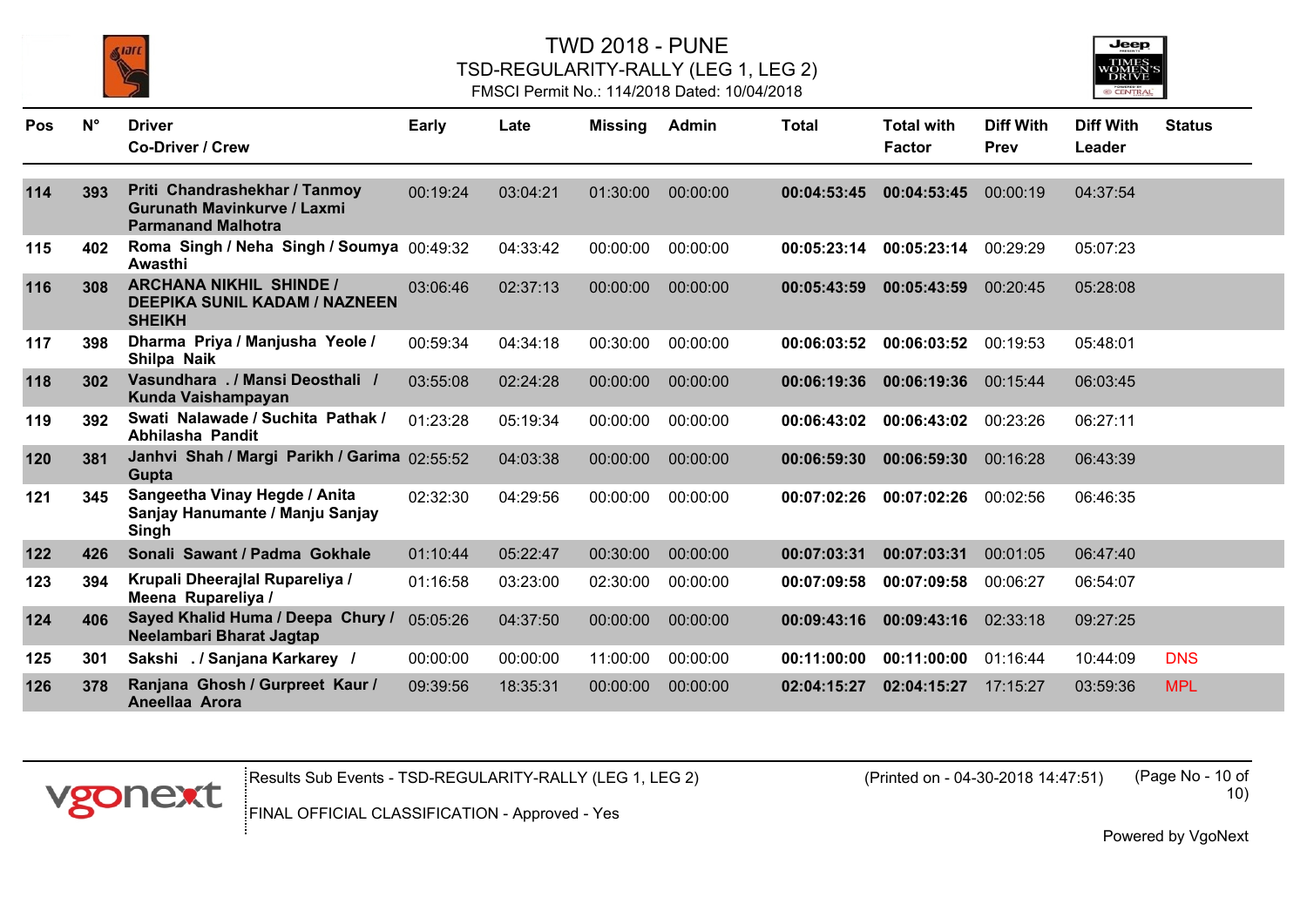# TWD 2018 - PUNE

## TSD-REGULARITY-RALLY (LEG 1, LEG 2)

FMSCI Permit No.: 114/2018 Dated: 10/04/2018

| Pos | N° | Driver Co-Driver / Crew | Early | Late | Missing | Admin | Total | Total with Factor | Diff With Prev | Diff With Leader | Status |
|---|---|---|---|---|---|---|---|---|---|---|---|
| 114 | 393 | Priti Chandrashekhar / Tanmoy Gurunath Mavinkurve / Laxmi Parmanand Malhotra | 00:19:24 | 03:04:21 | 01:30:00 | 00:00:00 | 00:04:53:45 | 00:04:53:45 | 00:00:19 | 04:37:54 | |
| 115 | 402 | Roma Singh / Neha Singh / Soumya Awasthi | 00:49:32 | 04:33:42 | 00:00:00 | 00:00:00 | 00:05:23:14 | 00:05:23:14 | 00:29:29 | 05:07:23 | |
| 116 | 308 | ARCHANA NIKHIL SHINDE / DEEPIKA SUNIL KADAM / NAZNEEN SHEIKH | 03:06:46 | 02:37:13 | 00:00:00 | 00:00:00 | 00:05:43:59 | 00:05:43:59 | 00:20:45 | 05:28:08 | |
| 117 | 398 | Dharma Priya / Manjusha Yeole / Shilpa Naik | 00:59:34 | 04:34:18 | 00:30:00 | 00:00:00 | 00:06:03:52 | 00:06:03:52 | 00:19:53 | 05:48:01 | |
| 118 | 302 | Vasundhara . / Mansi Deosthali / Kunda Vaishampayan | 03:55:08 | 02:24:28 | 00:00:00 | 00:00:00 | 00:06:19:36 | 00:06:19:36 | 00:15:44 | 06:03:45 | |
| 119 | 392 | Swati Nalawade / Suchita Pathak / Abhilasha Pandit | 01:23:28 | 05:19:34 | 00:00:00 | 00:00:00 | 00:06:43:02 | 00:06:43:02 | 00:23:26 | 06:27:11 | |
| 120 | 381 | Janhvi Shah / Margi Parikh / Garima Gupta | 02:55:52 | 04:03:38 | 00:00:00 | 00:00:00 | 00:06:59:30 | 00:06:59:30 | 00:16:28 | 06:43:39 | |
| 121 | 345 | Sangeetha Vinay Hegde / Anita Sanjay Hanumante / Manju Sanjay Singh | 02:32:30 | 04:29:56 | 00:00:00 | 00:00:00 | 00:07:02:26 | 00:07:02:26 | 00:02:56 | 06:46:35 | |
| 122 | 426 | Sonali Sawant / Padma Gokhale | 01:10:44 | 05:22:47 | 00:30:00 | 00:00:00 | 00:07:03:31 | 00:07:03:31 | 00:01:05 | 06:47:40 | |
| 123 | 394 | Krupali Dheerajlal Rupareliya / Meena Rupareliya / | 01:16:58 | 03:23:00 | 02:30:00 | 00:00:00 | 00:07:09:58 | 00:07:09:58 | 00:06:27 | 06:54:07 | |
| 124 | 406 | Sayed Khalid Huma / Deepa Chury / Neelambari Bharat Jagtap | 05:05:26 | 04:37:50 | 00:00:00 | 00:00:00 | 00:09:43:16 | 00:09:43:16 | 02:33:18 | 09:27:25 | |
| 125 | 301 | Sakshi . / Sanjana Karkarey / | 00:00:00 | 00:00:00 | 11:00:00 | 00:00:00 | 00:11:00:00 | 00:11:00:00 | 01:16:44 | 10:44:09 | DNS |
| 126 | 378 | Ranjana Ghosh / Gurpreet Kaur / Aneellaa Arora | 09:39:56 | 18:35:31 | 00:00:00 | 00:00:00 | 02:04:15:27 | 02:04:15:27 | 17:15:27 | 03:59:36 | MPL |

Results Sub Events - TSD-REGULARITY-RALLY (LEG 1, LEG 2)

FINAL OFFICIAL CLASSIFICATION - Approved - Yes

(Printed on - 04-30-2018 14:47:51)

Powered by VgoNext